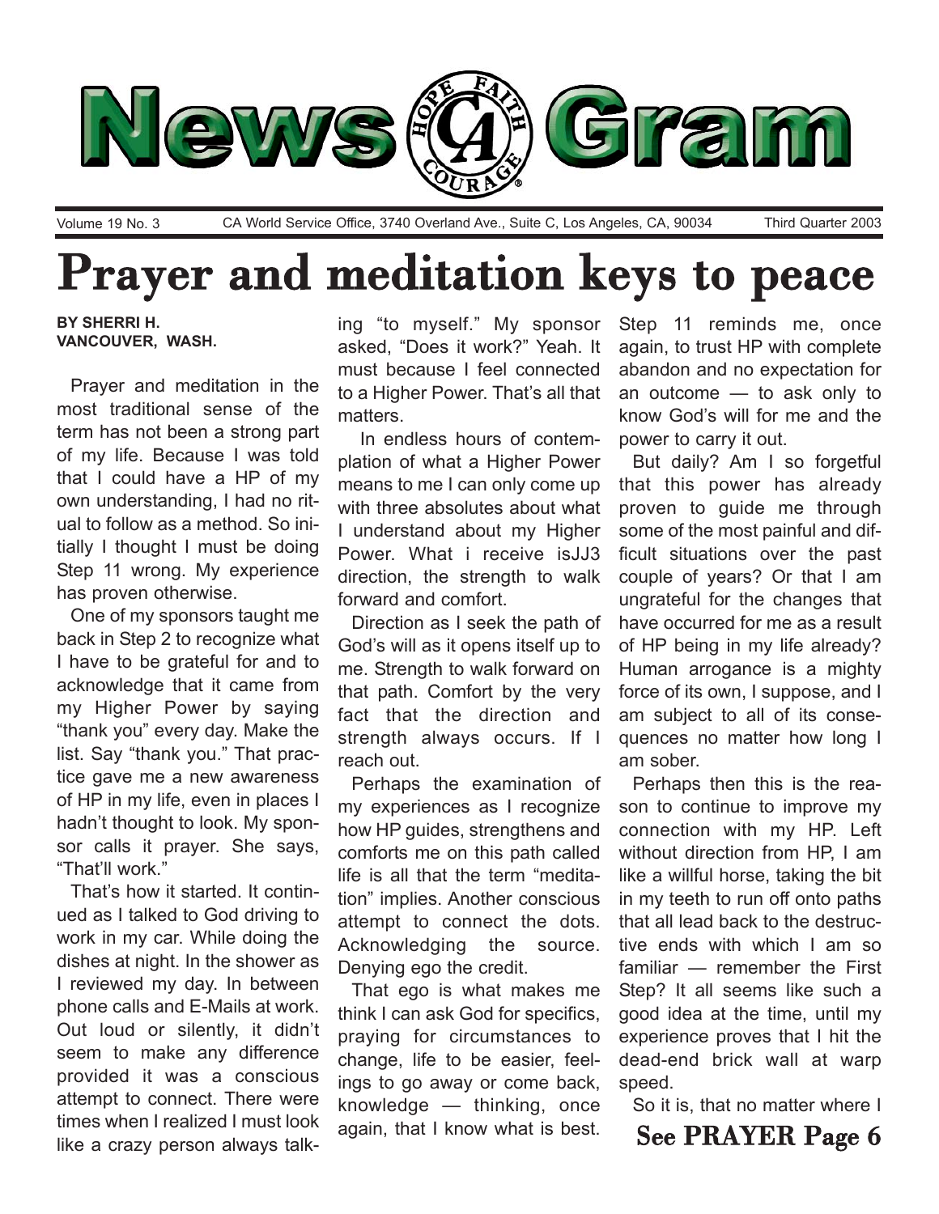# NewsGram

Volume 19 No. 3 | CA World Service Office, 3740 Overland Ave., Suite C, Los Angeles, CA, 90034 | Third Quarter 2003

# Prayer and meditation keys to peace

**BY SHERRI H.**
**VANCOUVER, WASH.**

Prayer and meditation in the most traditional sense of the term has not been a strong part of my life. Because I was told that I could have a HP of my own understanding, I had no ritual to follow as a method. So initially I thought I must be doing Step 11 wrong. My experience has proven otherwise.

One of my sponsors taught me back in Step 2 to recognize what I have to be grateful for and to acknowledge that it came from my Higher Power by saying "thank you" every day. Make the list. Say "thank you." That practice gave me a new awareness of HP in my life, even in places I hadn't thought to look. My sponsor calls it prayer. She says, "That'll work."

That's how it started. It continued as I talked to God driving to work in my car. While doing the dishes at night. In the shower as I reviewed my day. In between phone calls and E-Mails at work. Out loud or silently, it didn't seem to make any difference provided it was a conscious attempt to connect. There were times when I realized I must look like a crazy person always talking "to myself." My sponsor asked, "Does it work?" Yeah. It must because I feel connected to a Higher Power. That's all that matters.

In endless hours of contemplation of what a Higher Power means to me I can only come up with three absolutes about what I understand about my Higher Power. What i receive isJJ3 direction, the strength to walk forward and comfort.

Direction as I seek the path of God's will as it opens itself up to me. Strength to walk forward on that path. Comfort by the very fact that the direction and strength always occurs. If I reach out.

Perhaps the examination of my experiences as I recognize how HP guides, strengthens and comforts me on this path called life is all that the term "meditation" implies. Another conscious attempt to connect the dots. Acknowledging the source. Denying ego the credit.

That ego is what makes me think I can ask God for specifics, praying for circumstances to change, life to be easier, feelings to go away or come back, knowledge — thinking, once again, that I know what is best. Step 11 reminds me, once again, to trust HP with complete abandon and no expectation for an outcome — to ask only to know God's will for me and the power to carry it out.

But daily? Am I so forgetful that this power has already proven to guide me through some of the most painful and difficult situations over the past couple of years? Or that I am ungrateful for the changes that have occurred for me as a result of HP being in my life already? Human arrogance is a mighty force of its own, I suppose, and I am subject to all of its consequences no matter how long I am sober.

Perhaps then this is the reason to continue to improve my connection with my HP. Left without direction from HP, I am like a willful horse, taking the bit in my teeth to run off onto paths that all lead back to the destructive ends with which I am so familiar — remember the First Step? It all seems like such a good idea at the time, until my experience proves that I hit the dead-end brick wall at warp speed.

So it is, that no matter where I

**See PRAYER Page 6**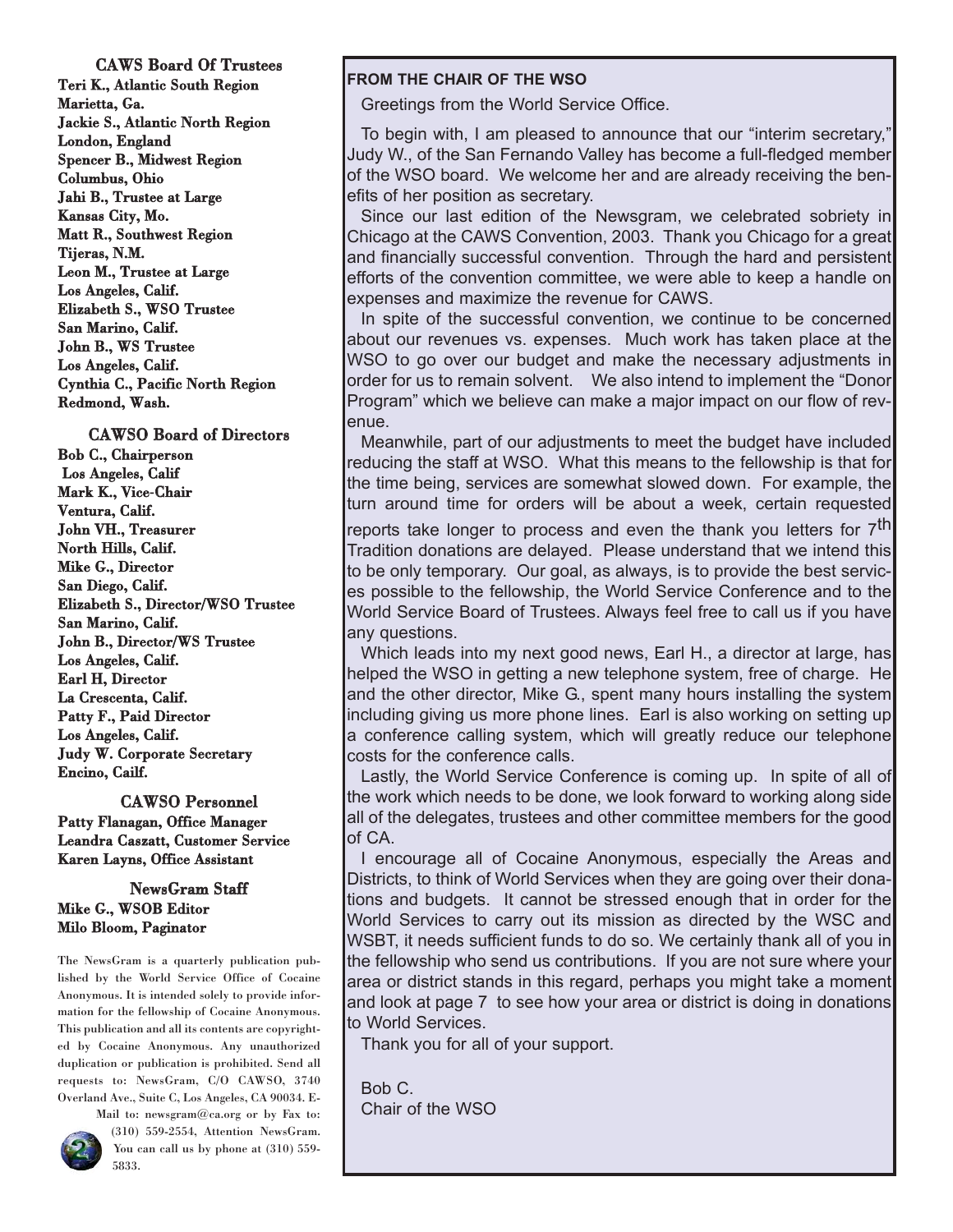### CAWS Board Of Trustees

**Teri K., Atlantic South Region**
**Marietta, Ga.**
**Jackie S., Atlantic North Region**
**London, England**
**Spencer B., Midwest Region**
**Columbus, Ohio**
**Jahi B., Trustee at Large**
**Kansas City, Mo.**
**Matt R., Southwest Region**
**Tijeras, N.M.**
**Leon M., Trustee at Large**
**Los Angeles, Calif.**
**Elizabeth S., WSO Trustee**
**San Marino, Calif.**
**John B., WS Trustee**
**Los Angeles, Calif.**
**Cynthia C., Pacific North Region**
**Redmond, Wash.**

### CAWSO Board of Directors

**Bob C., Chairperson**
**Los Angeles, Calif**
**Mark K., Vice-Chair**
**Ventura, Calif.**
**John VH., Treasurer**
**North Hills, Calif.**
**Mike G., Director**
**San Diego, Calif.**
**Elizabeth S., Director/WSO Trustee**
**San Marino, Calif.**
**John B., Director/WS Trustee**
**Los Angeles, Calif.**
**Earl H, Director**
**La Crescenta, Calif.**
**Patty F., Paid Director**
**Los Angeles, Calif.**
**Judy W. Corporate Secretary**
**Encino, Cailf.**

### CAWSO Personnel

**Patty Flanagan, Office Manager**
**Leandra Caszatt, Customer Service**
**Karen Layns, Office Assistant**

### NewsGram Staff

**Mike G., WSOB Editor**
**Milo Bloom, Paginator**

The NewsGram is a quarterly publication published by the World Service Office of Cocaine Anonymous. It is intended solely to provide information for the fellowship of Cocaine Anonymous. This publication and all its contents are copyrighted by Cocaine Anonymous. Any unauthorized duplication or publication is prohibited. Send all requests to: NewsGram, C/O CAWSO, 3740 Overland Ave., Suite C, Los Angeles, CA 90034. E-Mail to: newsgram@ca.org or by Fax to: (310) 559-2554, Attention NewsGram. You can call us by phone at (310) 559-5833.

**FROM THE CHAIR OF THE WSO**

Greetings from the World Service Office.

To begin with, I am pleased to announce that our "interim secretary," Judy W., of the San Fernando Valley has become a full-fledged member of the WSO board. We welcome her and are already receiving the benefits of her position as secretary.

Since our last edition of the Newsgram, we celebrated sobriety in Chicago at the CAWS Convention, 2003. Thank you Chicago for a great and financially successful convention. Through the hard and persistent efforts of the convention committee, we were able to keep a handle on expenses and maximize the revenue for CAWS.

In spite of the successful convention, we continue to be concerned about our revenues vs. expenses. Much work has taken place at the WSO to go over our budget and make the necessary adjustments in order for us to remain solvent. We also intend to implement the "Donor Program" which we believe can make a major impact on our flow of revenue.

Meanwhile, part of our adjustments to meet the budget have included reducing the staff at WSO. What this means to the fellowship is that for the time being, services are somewhat slowed down. For example, the turn around time for orders will be about a week, certain requested reports take longer to process and even the thank you letters for 7th Tradition donations are delayed. Please understand that we intend this to be only temporary. Our goal, as always, is to provide the best services possible to the fellowship, the World Service Conference and to the World Service Board of Trustees. Always feel free to call us if you have any questions.

Which leads into my next good news, Earl H., a director at large, has helped the WSO in getting a new telephone system, free of charge. He and the other director, Mike G., spent many hours installing the system including giving us more phone lines. Earl is also working on setting up a conference calling system, which will greatly reduce our telephone costs for the conference calls.

Lastly, the World Service Conference is coming up. In spite of all of the work which needs to be done, we look forward to working along side all of the delegates, trustees and other committee members for the good of CA.

I encourage all of Cocaine Anonymous, especially the Areas and Districts, to think of World Services when they are going over their donations and budgets. It cannot be stressed enough that in order for the World Services to carry out its mission as directed by the WSC and WSBT, it needs sufficient funds to do so. We certainly thank all of you in the fellowship who send us contributions. If you are not sure where your area or district stands in this regard, perhaps you might take a moment and look at page 7 to see how your area or district is doing in donations to World Services.

Thank you for all of your support.

Bob C.
Chair of the WSO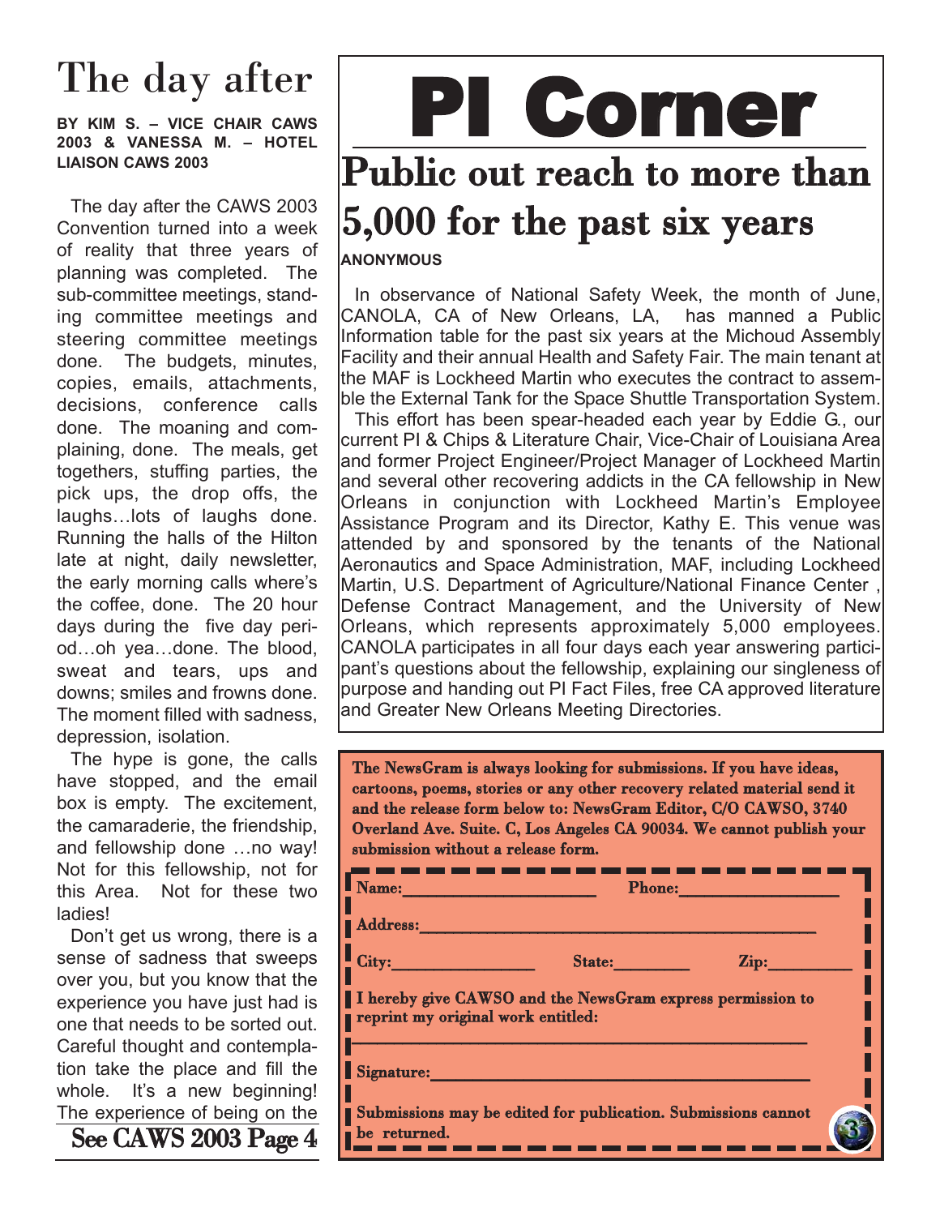# The day after

**BY KIM S. – VICE CHAIR CAWS 2003 & VANESSA M. – HOTEL LIAISON CAWS 2003**

The day after the CAWS 2003 Convention turned into a week of reality that three years of planning was completed. The sub-committee meetings, standing committee meetings and steering committee meetings done. The budgets, minutes, copies, emails, attachments, decisions, conference calls done. The moaning and complaining, done. The meals, get togethers, stuffing parties, the pick ups, the drop offs, the laughs…lots of laughs done. Running the halls of the Hilton late at night, daily newsletter, the early morning calls where's the coffee, done. The 20 hour days during the five day period…oh yea…done. The blood, sweat and tears, ups and downs; smiles and frowns done. The moment filled with sadness, depression, isolation.

The hype is gone, the calls have stopped, and the email box is empty. The excitement, the camaraderie, the friendship, and fellowship done …no way! Not for this fellowship, not for this Area. Not for these two ladies!

Don't get us wrong, there is a sense of sadness that sweeps over you, but you know that the experience you have just had is one that needs to be sorted out. Careful thought and contemplation take the place and fill the whole. It's a new beginning! The experience of being on the

**See CAWS 2003 Page 4**

# PI Corner

## Public out reach to more than 5,000 for the past six years

**ANONYMOUS**

In observance of National Safety Week, the month of June, CANOLA, CA of New Orleans, LA, has manned a Public Information table for the past six years at the Michoud Assembly Facility and their annual Health and Safety Fair. The main tenant at the MAF is Lockheed Martin who executes the contract to assemble the External Tank for the Space Shuttle Transportation System.

This effort has been spear-headed each year by Eddie G., our current PI & Chips & Literature Chair, Vice-Chair of Louisiana Area and former Project Engineer/Project Manager of Lockheed Martin and several other recovering addicts in the CA fellowship in New Orleans in conjunction with Lockheed Martin's Employee Assistance Program and its Director, Kathy E. This venue was attended by and sponsored by the tenants of the National Aeronautics and Space Administration, MAF, including Lockheed Martin, U.S. Department of Agriculture/National Finance Center , Defense Contract Management, and the University of New Orleans, which represents approximately 5,000 employees. CANOLA participates in all four days each year answering participant's questions about the fellowship, explaining our singleness of purpose and handing out PI Fact Files, free CA approved literature and Greater New Orleans Meeting Directories.

**The NewsGram is always looking for submissions. If you have ideas, cartoons, poems, stories or any other recovery related material send it and the release form below to: NewsGram Editor, C/O CAWSO, 3740 Overland Ave. Suite. C, Los Angeles CA 90034. We cannot publish your submission without a release form.**

**Name:**\_\_\_\_\_\_\_\_\_\_\_\_\_\_\_\_\_\_ **Phone:**\_\_\_\_\_\_\_\_\_\_\_\_\_\_\_\_

**Address:**\_\_\_\_\_\_\_\_\_\_\_\_\_\_\_\_\_\_\_\_\_\_\_\_\_\_\_\_\_\_\_\_\_\_\_\_

**City:**\_\_\_\_\_\_\_\_\_\_\_\_\_\_ **State:**\_\_\_\_\_\_\_ **Zip:**\_\_\_\_\_\_\_\_

**I hereby give CAWSO and the NewsGram express permission to reprint my original work entitled:**

\_\_\_\_\_\_\_\_\_\_\_\_\_\_\_\_\_\_\_\_\_\_\_\_\_\_\_\_\_\_\_\_\_\_\_\_\_\_\_\_\_\_\_\_

**Signature:**\_\_\_\_\_\_\_\_\_\_\_\_\_\_\_\_\_\_\_\_\_\_\_\_\_\_\_\_\_\_\_\_\_\_\_\_

**Submissions may be edited for publication. Submissions cannot be returned.**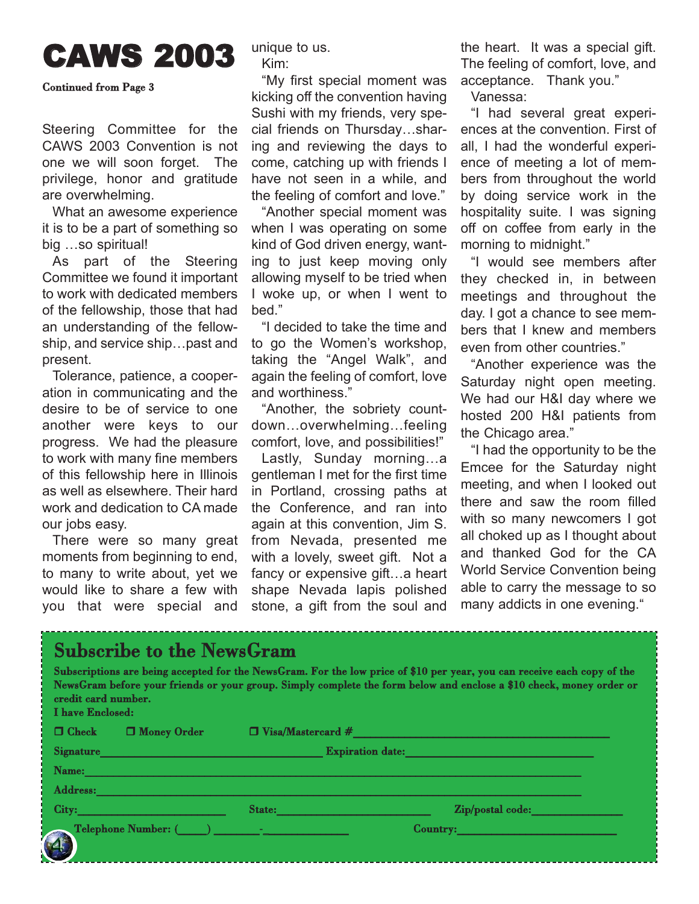# CAWS 2003

**Continued from Page 3**

Steering Committee for the CAWS 2003 Convention is not one we will soon forget. The privilege, honor and gratitude are overwhelming.

What an awesome experience it is to be a part of something so big …so spiritual!

As part of the Steering Committee we found it important to work with dedicated members of the fellowship, those that had an understanding of the fellowship, and service ship…past and present.

Tolerance, patience, a cooperation in communicating and the desire to be of service to one another were keys to our progress. We had the pleasure to work with many fine members of this fellowship here in Illinois as well as elsewhere. Their hard work and dedication to CA made our jobs easy.

There were so many great moments from beginning to end, to many to write about, yet we would like to share a few with you that were special and unique to us.

Kim:

"My first special moment was kicking off the convention having Sushi with my friends, very special friends on Thursday…sharing and reviewing the days to come, catching up with friends I have not seen in a while, and the feeling of comfort and love."

"Another special moment was when I was operating on some kind of God driven energy, wanting to just keep moving only allowing myself to be tried when I woke up, or when I went to bed."

"I decided to take the time and to go the Women's workshop, taking the "Angel Walk", and again the feeling of comfort, love and worthiness."

"Another, the sobriety countdown…overwhelming…feeling comfort, love, and possibilities!"

Lastly, Sunday morning…a gentleman I met for the first time in Portland, crossing paths at the Conference, and ran into again at this convention, Jim S. from Nevada, presented me with a lovely, sweet gift. Not a fancy or expensive gift…a heart shape Nevada lapis polished stone, a gift from the soul and the heart. It was a special gift. The feeling of comfort, love, and acceptance. Thank you."

Vanessa:

"I had several great experiences at the convention. First of all, I had the wonderful experience of meeting a lot of members from throughout the world by doing service work in the hospitality suite. I was signing off on coffee from early in the morning to midnight."

"I would see members after they checked in, in between meetings and throughout the day. I got a chance to see members that I knew and members even from other countries."

"Another experience was the Saturday night open meeting. We had our H&I day where we hosted 200 H&I patients from the Chicago area."

"I had the opportunity to be the Emcee for the Saturday night meeting, and when I looked out there and saw the room filled with so many newcomers I got all choked up as I thought about and thanked God for the CA World Service Convention being able to carry the message to so many addicts in one evening."

## Subscribe to the NewsGram

**Subscriptions are being accepted for the NewsGram. For the low price of $10 per year, you can receive each copy of the NewsGram before your friends or your group. Simply complete the form below and enclose a $10 check, money order or credit card number.**

**I have Enclosed:**

❒ Check ❒ Money Order ❒ Visa/Mastercard #____________________

Signature____________________ Expiration date:____________________

Name:____________________

Address:____________________

City:__________ State:__________ Zip/postal code:__________

Telephone Number: (_____) _______-__________ Country:__________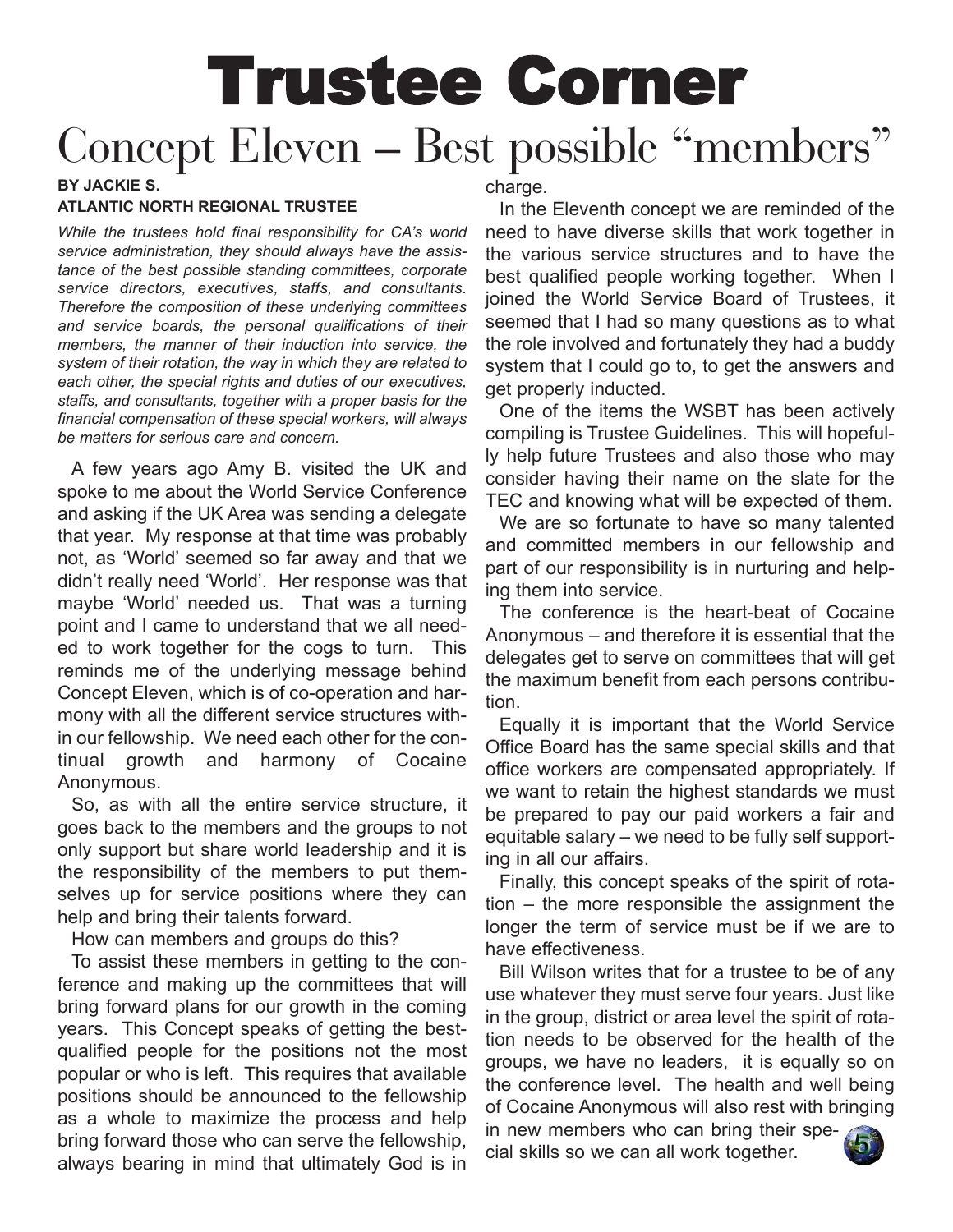# Trustee Corner

## Concept Eleven – Best possible "members"

**BY JACKIE S.**
**ATLANTIC NORTH REGIONAL TRUSTEE**

*While the trustees hold final responsibility for CA's world service administration, they should always have the assistance of the best possible standing committees, corporate service directors, executives, staffs, and consultants. Therefore the composition of these underlying committees and service boards, the personal qualifications of their members, the manner of their induction into service, the system of their rotation, the way in which they are related to each other, the special rights and duties of our executives, staffs, and consultants, together with a proper basis for the financial compensation of these special workers, will always be matters for serious care and concern.*

A few years ago Amy B. visited the UK and spoke to me about the World Service Conference and asking if the UK Area was sending a delegate that year. My response at that time was probably not, as 'World' seemed so far away and that we didn't really need 'World'. Her response was that maybe 'World' needed us. That was a turning point and I came to understand that we all needed to work together for the cogs to turn. This reminds me of the underlying message behind Concept Eleven, which is of co-operation and harmony with all the different service structures within our fellowship. We need each other for the continual growth and harmony of Cocaine Anonymous.

So, as with all the entire service structure, it goes back to the members and the groups to not only support but share world leadership and it is the responsibility of the members to put themselves up for service positions where they can help and bring their talents forward.

How can members and groups do this?

To assist these members in getting to the conference and making up the committees that will bring forward plans for our growth in the coming years. This Concept speaks of getting the best-qualified people for the positions not the most popular or who is left. This requires that available positions should be announced to the fellowship as a whole to maximize the process and help bring forward those who can serve the fellowship, always bearing in mind that ultimately God is in charge.

In the Eleventh concept we are reminded of the need to have diverse skills that work together in the various service structures and to have the best qualified people working together. When I joined the World Service Board of Trustees, it seemed that I had so many questions as to what the role involved and fortunately they had a buddy system that I could go to, to get the answers and get properly inducted.

One of the items the WSBT has been actively compiling is Trustee Guidelines. This will hopefully help future Trustees and also those who may consider having their name on the slate for the TEC and knowing what will be expected of them.

We are so fortunate to have so many talented and committed members in our fellowship and part of our responsibility is in nurturing and helping them into service.

The conference is the heart-beat of Cocaine Anonymous – and therefore it is essential that the delegates get to serve on committees that will get the maximum benefit from each persons contribution.

Equally it is important that the World Service Office Board has the same special skills and that office workers are compensated appropriately. If we want to retain the highest standards we must be prepared to pay our paid workers a fair and equitable salary – we need to be fully self supporting in all our affairs.

Finally, this concept speaks of the spirit of rotation – the more responsible the assignment the longer the term of service must be if we are to have effectiveness.

Bill Wilson writes that for a trustee to be of any use whatever they must serve four years. Just like in the group, district or area level the spirit of rotation needs to be observed for the health of the groups, we have no leaders, it is equally so on the conference level. The health and well being of Cocaine Anonymous will also rest with bringing in new members who can bring their special skills so we can all work together.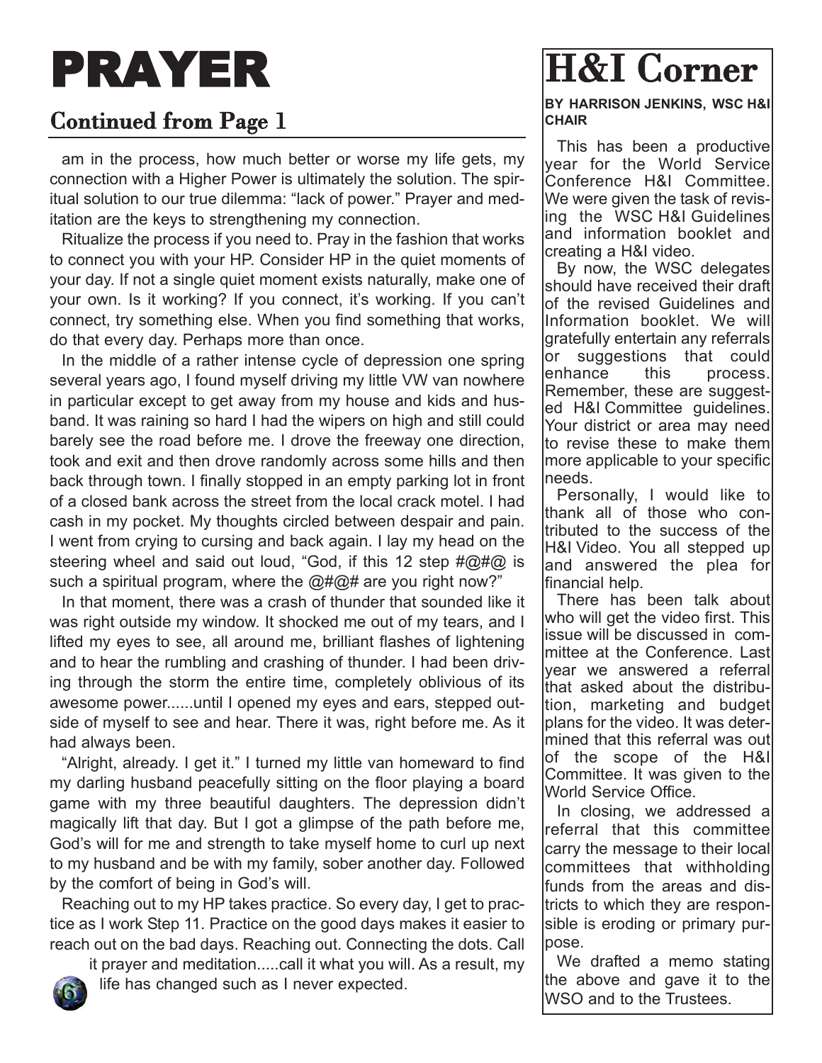# PRAYER

## Continued from Page 1

am in the process, how much better or worse my life gets, my connection with a Higher Power is ultimately the solution. The spiritual solution to our true dilemma: "lack of power." Prayer and meditation are the keys to strengthening my connection.

Ritualize the process if you need to. Pray in the fashion that works to connect you with your HP. Consider HP in the quiet moments of your day. If not a single quiet moment exists naturally, make one of your own. Is it working? If you connect, it's working. If you can't connect, try something else. When you find something that works, do that every day. Perhaps more than once.

In the middle of a rather intense cycle of depression one spring several years ago, I found myself driving my little VW van nowhere in particular except to get away from my house and kids and husband. It was raining so hard I had the wipers on high and still could barely see the road before me. I drove the freeway one direction, took and exit and then drove randomly across some hills and then back through town. I finally stopped in an empty parking lot in front of a closed bank across the street from the local crack motel. I had cash in my pocket. My thoughts circled between despair and pain. I went from crying to cursing and back again. I lay my head on the steering wheel and said out loud, "God, if this 12 step #@#@ is such a spiritual program, where the @#@# are you right now?"

In that moment, there was a crash of thunder that sounded like it was right outside my window. It shocked me out of my tears, and I lifted my eyes to see, all around me, brilliant flashes of lightening and to hear the rumbling and crashing of thunder. I had been driving through the storm the entire time, completely oblivious of its awesome power......until I opened my eyes and ears, stepped outside of myself to see and hear. There it was, right before me. As it had always been.

"Alright, already. I get it." I turned my little van homeward to find my darling husband peacefully sitting on the floor playing a board game with my three beautiful daughters. The depression didn't magically lift that day. But I got a glimpse of the path before me, God's will for me and strength to take myself home to curl up next to my husband and be with my family, sober another day. Followed by the comfort of being in God's will.

Reaching out to my HP takes practice. So every day, I get to practice as I work Step 11. Practice on the good days makes it easier to reach out on the bad days. Reaching out. Connecting the dots. Call it prayer and meditation.....call it what you will. As a result, my life has changed such as I never expected.

# H&I Corner

**BY HARRISON JENKINS, WSC H&I CHAIR**

This has been a productive year for the World Service Conference H&I Committee. We were given the task of revising the WSC H&I Guidelines and information booklet and creating a H&I video.

By now, the WSC delegates should have received their draft of the revised Guidelines and Information booklet. We will gratefully entertain any referrals or suggestions that could enhance this process. Remember, these are suggested H&I Committee guidelines. Your district or area may need to revise these to make them more applicable to your specific needs.

Personally, I would like to thank all of those who contributed to the success of the H&I Video. You all stepped up and answered the plea for financial help.

There has been talk about who will get the video first. This issue will be discussed in committee at the Conference. Last year we answered a referral that asked about the distribution, marketing and budget plans for the video. It was determined that this referral was out of the scope of the H&I Committee. It was given to the World Service Office.

In closing, we addressed a referral that this committee carry the message to their local committees that withholding funds from the areas and districts to which they are responsible is eroding or primary purpose.

We drafted a memo stating the above and gave it to the WSO and to the Trustees.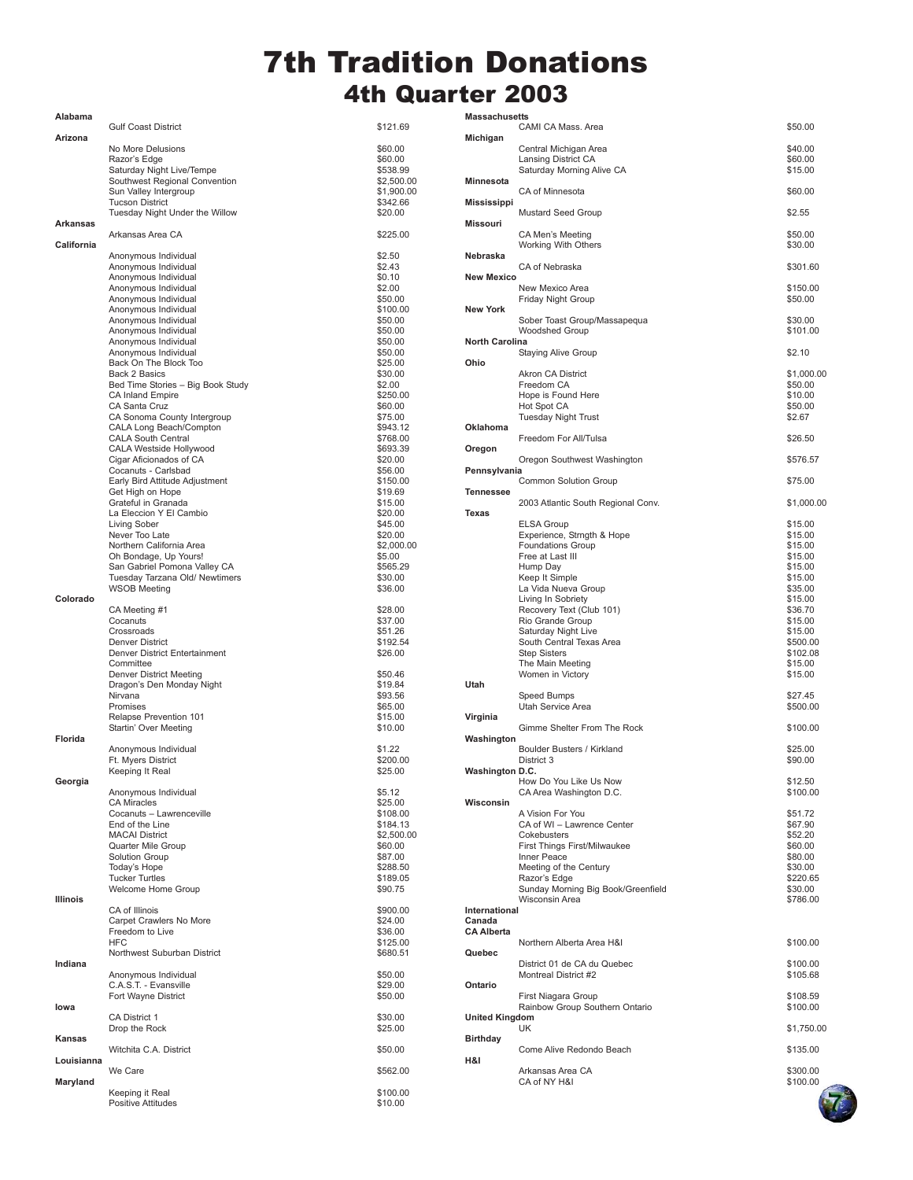# 7th Tradition Donations
## 4th Quarter 2003

| State | Group | Amount |
|---|---|---|
| **Alabama** | | |
| | Gulf Coast District | $121.69 |
| **Arizona** | | |
| | No More Delusions | $60.00 |
| | Razor's Edge | $60.00 |
| | Saturday Night Live/Tempe | $538.99 |
| | Southwest Regional Convention | $2,500.00 |
| | Sun Valley Intergroup | $1,900.00 |
| | Tucson District | $342.66 |
| | Tuesday Night Under the Willow | $20.00 |
| **Arkansas** | | |
| | Arkansas Area CA | $225.00 |
| **California** | | |
| | Anonymous Individual | $2.50 |
| | Anonymous Individual | $2.43 |
| | Anonymous Individual | $0.10 |
| | Anonymous Individual | $2.00 |
| | Anonymous Individual | $50.00 |
| | Anonymous Individual | $100.00 |
| | Anonymous Individual | $50.00 |
| | Anonymous Individual | $50.00 |
| | Anonymous Individual | $50.00 |
| | Anonymous Individual | $50.00 |
| | Back On The Block Too | $25.00 |
| | Back 2 Basics | $30.00 |
| | Bed Time Stories – Big Book Study | $2.00 |
| | CA Inland Empire | $250.00 |
| | CA Santa Cruz | $60.00 |
| | CA Sonoma County Intergroup | $75.00 |
| | CALA Long Beach/Compton | $943.12 |
| | CALA South Central | $768.00 |
| | CALA Westside Hollywood | $693.39 |
| | Cigar Aficionados of CA | $20.00 |
| | Cocanuts - Carlsbad | $56.00 |
| | Early Bird Attitude Adjustment | $150.00 |
| | Get High on Hope | $19.69 |
| | Grateful in Granada | $15.00 |
| | La Eleccion Y El Cambio | $20.00 |
| | Living Sober | $45.00 |
| | Never Too Late | $20.00 |
| | Northern California Area | $2,000.00 |
| | Oh Bondage, Up Yours! | $5.00 |
| | San Gabriel Pomona Valley CA | $565.29 |
| | Tuesday Tarzana Old/ Newtimers | $30.00 |
| | WSOB Meeting | $36.00 |
| **Colorado** | | |
| | CA Meeting #1 | $28.00 |
| | Cocanuts | $37.00 |
| | Crossroads | $51.26 |
| | Denver District | $192.54 |
| | Denver District Entertainment Committee | $26.00 |
| | Denver District Meeting | $50.46 |
| | Dragon's Den Monday Night | $19.84 |
| | Nirvana | $93.56 |
| | Promises | $65.00 |
| | Relapse Prevention 101 | $15.00 |
| | Startin' Over Meeting | $10.00 |
| **Florida** | | |
| | Anonymous Individual | $1.22 |
| | Ft. Myers District | $200.00 |
| | Keeping It Real | $25.00 |
| **Georgia** | | |
| | Anonymous Individual | $5.12 |
| | CA Miracles | $25.00 |
| | Cocanuts – Lawrenceville | $108.00 |
| | End of the Line | $184.13 |
| | MACAI District | $2,500.00 |
| | Quarter Mile Group | $60.00 |
| | Solution Group | $87.00 |
| | Today's Hope | $288.50 |
| | Tucker Turtles | $189.05 |
| | Welcome Home Group | $90.75 |
| **Illinois** | | |
| | CA of Illinois | $900.00 |
| | Carpet Crawlers No More | $24.00 |
| | Freedom to Live | $36.00 |
| | HFC | $125.00 |
| | Northwest Suburban District | $680.51 |
| **Indiana** | | |
| | Anonymous Individual | $50.00 |
| | C.A.S.T. - Evansville | $29.00 |
| | Fort Wayne District | $50.00 |
| **Iowa** | | |
| | CA District 1 | $30.00 |
| | Drop the Rock | $25.00 |
| **Kansas** | | |
| | Witchita C.A. District | $50.00 |
| **Louisianna** | | |
| | We Care | $562.00 |
| **Maryland** | | |
| | Keeping it Real | $100.00 |
| | Positive Attitudes | $10.00 |
| **Massachusetts** | | |
| | CAMI CA Mass. Area | $50.00 |
| **Michigan** | | |
| | Central Michigan Area | $40.00 |
| | Lansing District CA | $60.00 |
| | Saturday Morning Alive CA | $15.00 |
| **Minnesota** | | |
| | CA of Minnesota | $60.00 |
| **Mississippi** | | |
| | Mustard Seed Group | $2.55 |
| **Missouri** | | |
| | CA Men's Meeting | $50.00 |
| | Working With Others | $30.00 |
| **Nebraska** | | |
| | CA of Nebraska | $301.60 |
| **New Mexico** | | |
| | New Mexico Area | $150.00 |
| | Friday Night Group | $50.00 |
| **New York** | | |
| | Sober Toast Group/Massapequa | $30.00 |
| | Woodshed Group | $101.00 |
| **North Carolina** | | |
| | Staying Alive Group | $2.10 |
| **Ohio** | | |
| | Akron CA District | $1,000.00 |
| | Freedom CA | $50.00 |
| | Hope is Found Here | $10.00 |
| | Hot Spot CA | $50.00 |
| | Tuesday Night Trust | $2.67 |
| **Oklahoma** | | |
| | Freedom For All/Tulsa | $26.50 |
| **Oregon** | | |
| | Oregon Southwest Washington | $576.57 |
| **Pennsylvania** | | |
| | Common Solution Group | $75.00 |
| **Tennessee** | | |
| | 2003 Atlantic South Regional Conv. | $1,000.00 |
| **Texas** | | |
| | ELSA Group | $15.00 |
| | Experience, Strngth & Hope | $15.00 |
| | Foundations Group | $15.00 |
| | Free at Last III | $15.00 |
| | Hump Day | $15.00 |
| | Keep It Simple | $15.00 |
| | La Vida Nueva Group | $35.00 |
| | Living In Sobriety | $15.00 |
| | Recovery Text (Club 101) | $36.70 |
| | Rio Grande Group | $15.00 |
| | Saturday Night Live | $15.00 |
| | South Central Texas Area | $500.00 |
| | Step Sisters | $102.08 |
| | The Main Meeting | $15.00 |
| | Women in Victory | $15.00 |
| **Utah** | | |
| | Speed Bumps | $27.45 |
| | Utah Service Area | $500.00 |
| **Virginia** | | |
| | Gimme Shelter From The Rock | $100.00 |
| **Washington** | | |
| | Boulder Busters / Kirkland | $25.00 |
| | District 3 | $90.00 |
| **Washington D.C.** | | |
| | How Do You Like Us Now | $12.50 |
| | CA Area Washington D.C. | $100.00 |
| **Wisconsin** | | |
| | A Vision For You | $51.72 |
| | CA of WI – Lawrence Center | $67.90 |
| | Cokebusters | $52.20 |
| | First Things First/Milwaukee | $60.00 |
| | Inner Peace | $80.00 |
| | Meeting of the Century | $30.00 |
| | Razor's Edge | $220.65 |
| | Sunday Morning Big Book/Greenfield | $30.00 |
| | Wisconsin Area | $786.00 |
| **International** | | |
| **Canada** | | |
| **CA Alberta** | | |
| | Northern Alberta Area H&I | $100.00 |
| **Quebec** | | |
| | District 01 de CA du Quebec | $100.00 |
| | Montreal District #2 | $105.68 |
| **Ontario** | | |
| | First Niagara Group | $108.59 |
| | Rainbow Group Southern Ontario | $100.00 |
| **United Kingdom** | | |
| | UK | $1,750.00 |
| **Birthday** | | |
| | Come Alive Redondo Beach | $135.00 |
| **H&I** | | |
| | Arkansas Area CA | $300.00 |
| | CA of NY H&I | $100.00 |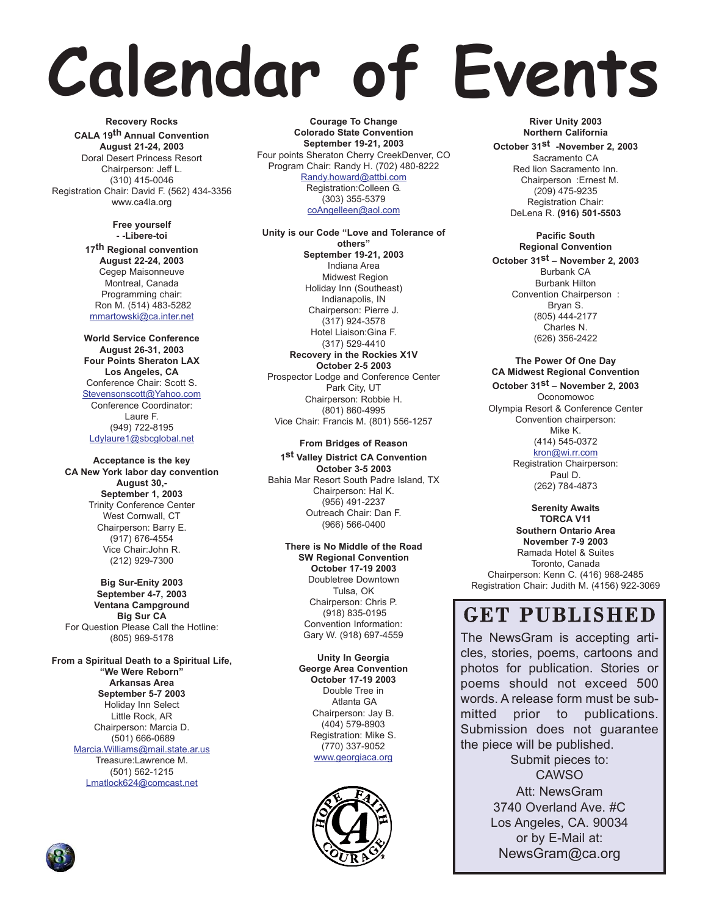# Calendar of Events

**Recovery Rocks**
**CALA 19th Annual Convention**
**August 21-24, 2003**
Doral Desert Princess Resort
Chairperson: Jeff L.
(310) 415-0046
Registration Chair: David F. (562) 434-3356
www.ca4la.org

**Free yourself**
**- -Libere-toi**
**17th Regional convention**
**August 22-24, 2003**
Cegep Maisonneuve
Montreal, Canada
Programming chair:
Ron M. (514) 483-5282
mmartowski@ca.inter.net

**World Service Conference**
**August 26-31, 2003**
**Four Points Sheraton LAX**
**Los Angeles, CA**
Conference Chair: Scott S.
Stevensonscott@Yahoo.com
Conference Coordinator:
Laure F.
(949) 722-8195
Ldylaure1@sbcglobal.net

**Acceptance is the key**
**CA New York labor day convention**
**August 30,-**
**September 1, 2003**
Trinity Conference Center
West Cornwall, CT
Chairperson: Barry E.
(917) 676-4554
Vice Chair:John R.
(212) 929-7300

**Big Sur-Enity 2003**
**September 4-7, 2003**
**Ventana Campground**
**Big Sur CA**
For Question Please Call the Hotline:
(805) 969-5178

**From a Spiritual Death to a Spiritual Life,**
**"We Were Reborn"**
**Arkansas Area**
**September 5-7 2003**
Holiday Inn Select
Little Rock, AR
Chairperson: Marcia D.
(501) 666-0689
Marcia.Williams@mail.state.ar.us
Treasure:Lawrence M.
(501) 562-1215
Lmatlock624@comcast.net

**Courage To Change**
**Colorado State Convention**
**September 19-21, 2003**
Four points Sheraton Cherry CreekDenver, CO
Program Chair: Randy H. (702) 480-8222
Randy.howard@attbi.com
Registration:Colleen G.
(303) 355-5379
coAngelleen@aol.com

**Unity is our Code "Love and Tolerance of others"**
**September 19-21, 2003**
Indiana Area
Midwest Region
Holiday Inn (Southeast)
Indianapolis, IN
Chairperson: Pierre J.
(317) 924-3578
Hotel Liaison:Gina F.
(317) 529-4410

**Recovery in the Rockies X1V**
**October 2-5 2003**
Prospector Lodge and Conference Center
Park City, UT
Chairperson: Robbie H.
(801) 860-4995
Vice Chair: Francis M. (801) 556-1257

**From Bridges of Reason**
**1st Valley District CA Convention**
**October 3-5 2003**
Bahia Mar Resort South Padre Island, TX
Chairperson: Hal K.
(956) 491-2237
Outreach Chair: Dan F.
(966) 566-0400

**There is No Middle of the Road**
**SW Regional Convention**
**October 17-19 2003**
Doubletree Downtown
Tulsa, OK
Chairperson: Chris P.
(918) 835-0195
Convention Information:
Gary W. (918) 697-4559

**Unity In Georgia**
**George Area Convention**
**October 17-19 2003**
Double Tree in
Atlanta GA
Chairperson: Jay B.
(404) 579-8903
Registration: Mike S.
(770) 337-9052
www.georgiaca.org

**River Unity 2003**
**Northern California**
**October 31st -November 2, 2003**
Sacramento CA
Red lion Sacramento Inn.
Chairperson :Ernest M.
(209) 475-9235
Registration Chair:
DeLena R. **(916) 501-5503**

**Pacific South**
**Regional Convention**
**October 31st – November 2, 2003**
Burbank CA
Burbank Hilton
Convention Chairperson :
Bryan S.
(805) 444-2177
Charles N.
(626) 356-2422

**The Power Of One Day**
**CA Midwest Regional Convention**
**October 31st – November 2, 2003**
Oconomowoc
Olympia Resort & Conference Center
Convention chairperson:
Mike K.
(414) 545-0372
kron@wi.rr.com
Registration Chairperson:
Paul D.
(262) 784-4873

**Serenity Awaits**
**TORCA V11**
**Southern Ontario Area**
**November 7-9 2003**
Ramada Hotel & Suites
Toronto, Canada
Chairperson: Kenn C. (416) 968-2485
Registration Chair: Judith M. (4156) 922-3069

## GET PUBLISHED

The NewsGram is accepting articles, stories, poems, cartoons and photos for publication. Stories or poems should not exceed 500 words. A release form must be submitted prior to publications. Submission does not guarantee the piece will be published.

Submit pieces to:
CAWSO
Att: NewsGram
3740 Overland Ave. #C
Los Angeles, CA. 90034
or by E-Mail at:
NewsGram@ca.org